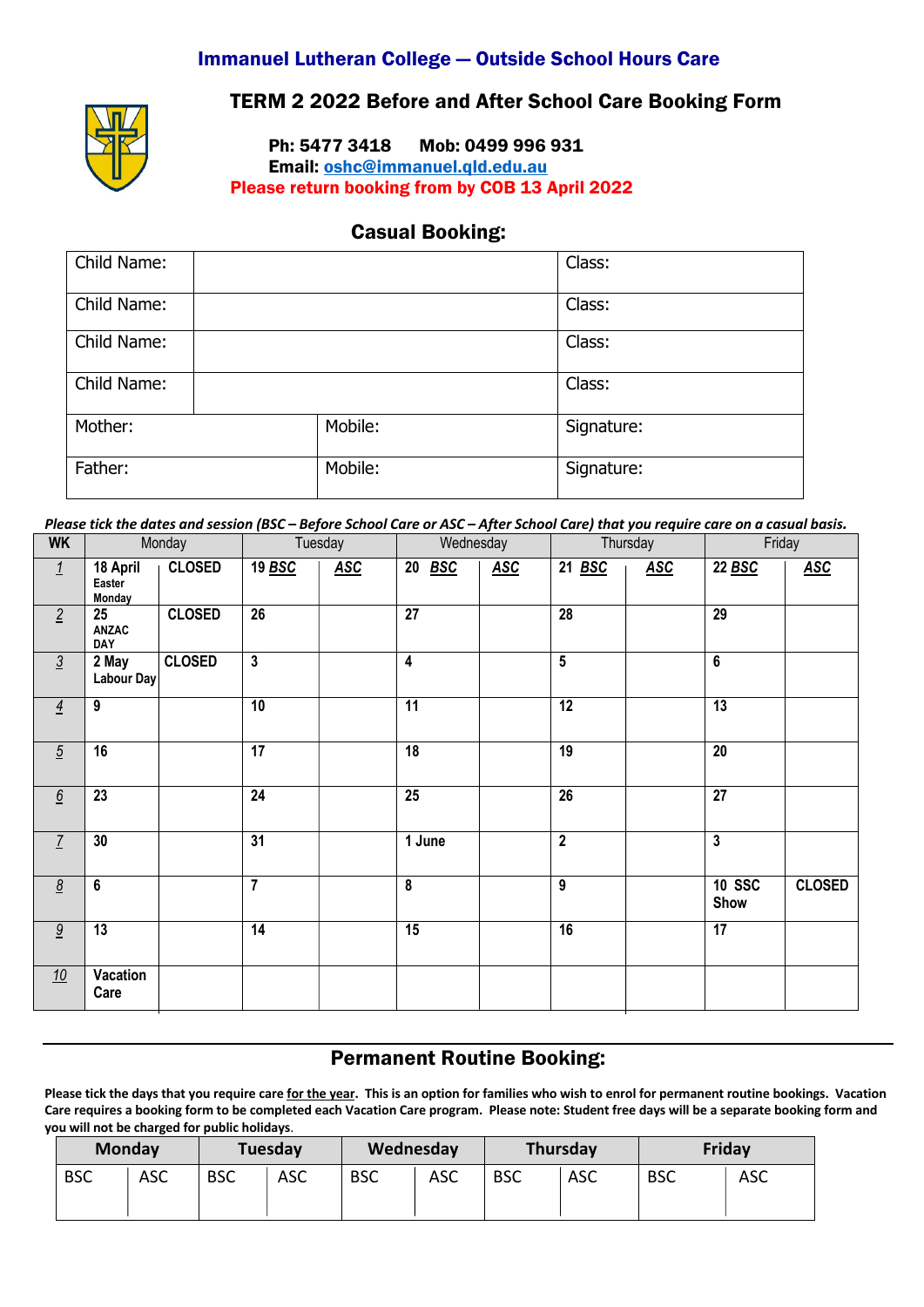## Immanuel Lutheran College — Outside School Hours Care

### TERM 2 2022 Before and After School Care Booking Form

**Ph: 5477 3418 Mob: 0499 996 931**
**Email: oshc@immanuel.qld.edu.au**
**Please return booking from by COB 13 April 2022**

### Casual Booking:

| Child Name: | | Class: |
|---|---|---|
| Child Name: | | Class: |
| Child Name: | | Class: |
| Child Name: | | Class: |
| Mother: | Mobile: | Signature: |
| Father: | Mobile: | Signature: |

***Please tick the dates and session (BSC – Before School Care or ASC – After School Care) that you require care on a casual basis.***

| WK | Monday | | Tuesday | | Wednesday | | Thursday | | Friday | |
|---|---|---|---|---|---|---|---|---|---|---|
| 1 | **18 April** Easter Monday | **CLOSED** | **19 BSC** | **ASC** | **20 BSC** | **ASC** | **21 BSC** | **ASC** | **22 BSC** | **ASC** |
| 2 | **25** ANZAC DAY | **CLOSED** | **26** | | **27** | | **28** | | **29** | |
| 3 | **2 May** Labour Day | **CLOSED** | **3** | | **4** | | **5** | | **6** | |
| 4 | **9** | | **10** | | **11** | | **12** | | **13** | |
| 5 | **16** | | **17** | | **18** | | **19** | | **20** | |
| 6 | **23** | | **24** | | **25** | | **26** | | **27** | |
| 7 | **30** | | **31** | | **1 June** | | **2** | | **3** | |
| 8 | **6** | | **7** | | **8** | | **9** | | **10 SSC Show** | **CLOSED** |
| 9 | **13** | | **14** | | **15** | | **16** | | **17** | |
| 10 | **Vacation Care** | | | | | | | | | |

### Permanent Routine Booking:

**Please tick the days that you require care for the year. This is an option for families who wish to enrol for permanent routine bookings. Vacation Care requires a booking form to be completed each Vacation Care program. Please note: Student free days will be a separate booking form and you will not be charged for public holidays.**

| Monday | | Tuesday | | Wednesday | | Thursday | | Friday | |
|---|---|---|---|---|---|---|---|---|---|
| BSC | ASC | BSC | ASC | BSC | ASC | BSC | ASC | BSC | ASC |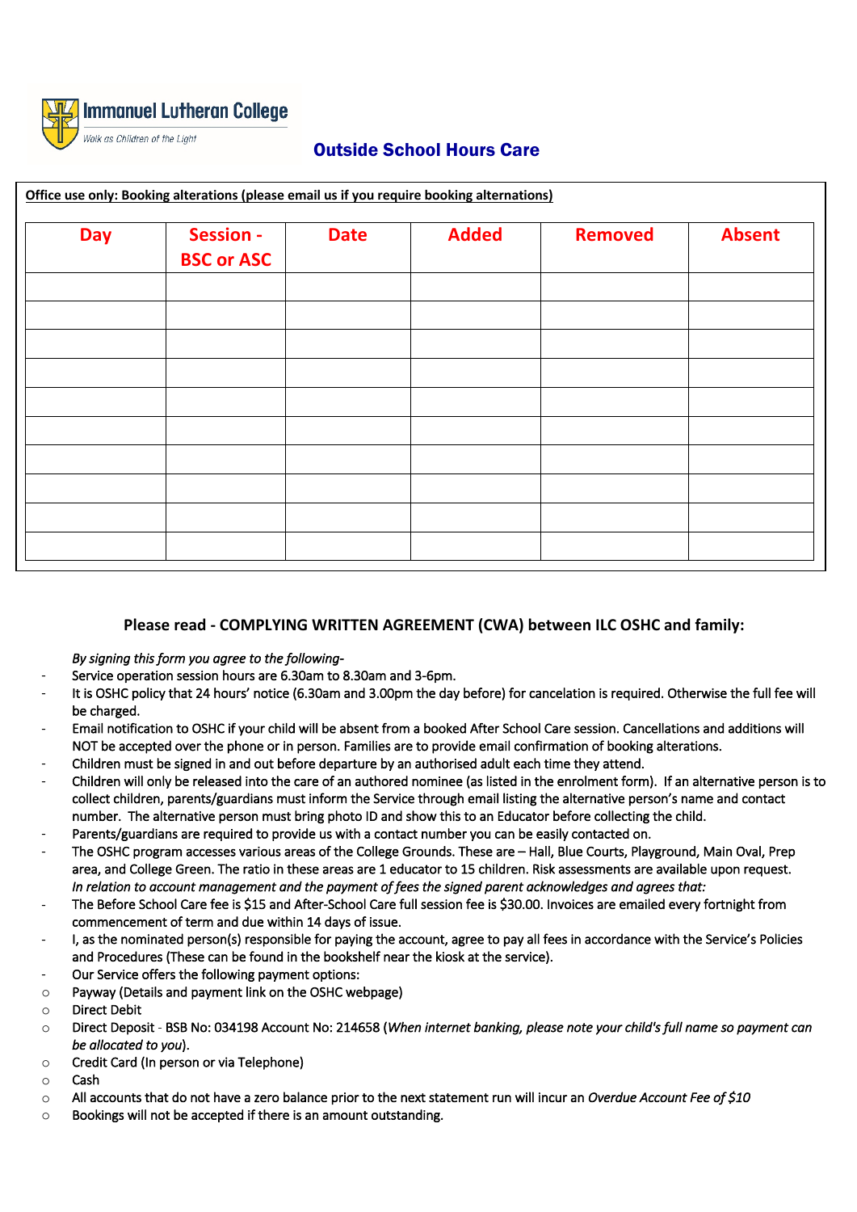Immanuel Lutheran College

*Walk as Children of the Light*

## Outside School Hours Care

**Office use only: Booking alterations (please email us if you require booking alternations)**

| Day | Session - BSC or ASC | Date | Added | Removed | Absent |
|---|---|---|---|---|---|
| | | | | | |
| | | | | | |
| | | | | | |
| | | | | | |
| | | | | | |
| | | | | | |
| | | | | | |
| | | | | | |
| | | | | | |
| | | | | | |

### Please read - COMPLYING WRITTEN AGREEMENT (CWA) between ILC OSHC and family:

*By signing this form you agree to the following-*

- Service operation session hours are 6.30am to 8.30am and 3-6pm.
- It is OSHC policy that 24 hours' notice (6.30am and 3.00pm the day before) for cancelation is required. Otherwise the full fee will be charged.
- Email notification to OSHC if your child will be absent from a booked After School Care session. Cancellations and additions will NOT be accepted over the phone or in person. Families are to provide email confirmation of booking alterations.
- Children must be signed in and out before departure by an authorised adult each time they attend.
- Children will only be released into the care of an authored nominee (as listed in the enrolment form). If an alternative person is to collect children, parents/guardians must inform the Service through email listing the alternative person's name and contact number. The alternative person must bring photo ID and show this to an Educator before collecting the child.
- Parents/guardians are required to provide us with a contact number you can be easily contacted on.
- The OSHC program accesses various areas of the College Grounds. These are – Hall, Blue Courts, Playground, Main Oval, Prep area, and College Green. The ratio in these areas are 1 educator to 15 children. Risk assessments are available upon request.

*In relation to account management and the payment of fees the signed parent acknowledges and agrees that:*

- The Before School Care fee is $15 and After-School Care full session fee is $30.00. Invoices are emailed every fortnight from commencement of term and due within 14 days of issue.
- I, as the nominated person(s) responsible for paying the account, agree to pay all fees in accordance with the Service's Policies and Procedures (These can be found in the bookshelf near the kiosk at the service).
- Our Service offers the following payment options:
  - Payway (Details and payment link on the OSHC webpage)
  - Direct Debit
  - Direct Deposit - BSB No: 034198 Account No: 214658 (*When internet banking, please note your child's full name so payment can be allocated to you*).
  - Credit Card (In person or via Telephone)
  - Cash
  - All accounts that do not have a zero balance prior to the next statement run will incur an *Overdue Account Fee of $10*
  - Bookings will not be accepted if there is an amount outstanding.